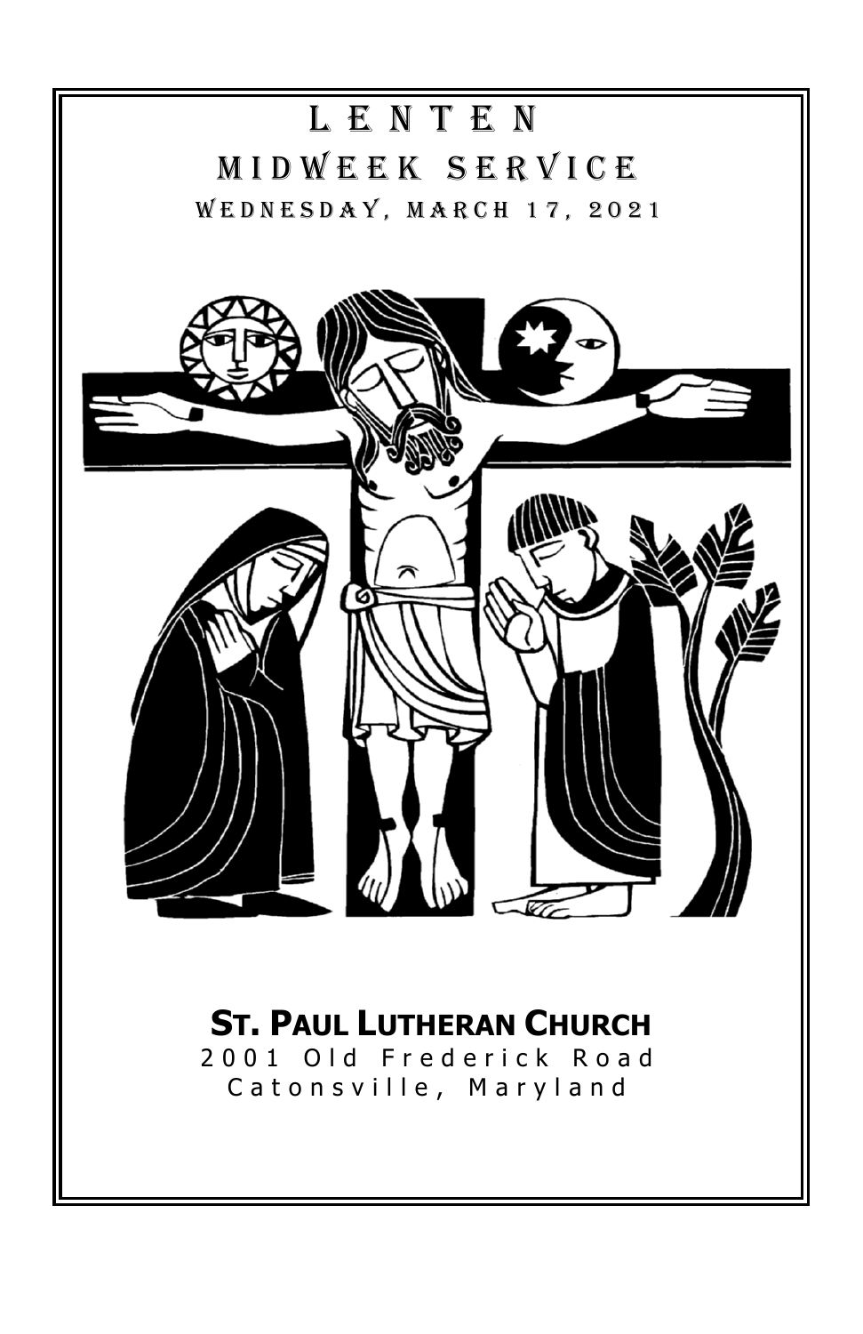# LENTEN

# MIDWEEK SERVICE

## WEDNESDAY, MARCH 17, 2021

**ST. PAUL LUTHERAN CHURCH**

2001 Old Frederick Road

Catonsville, Maryland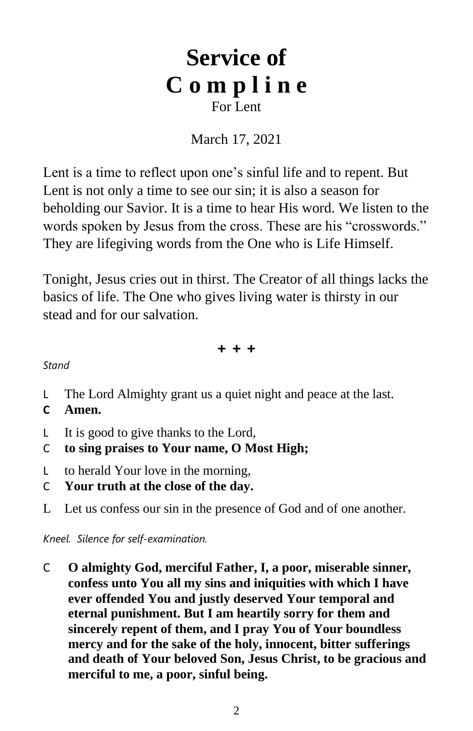# Service of
# C o m p l i n e

For Lent

March 17, 2021

Lent is a time to reflect upon one's sinful life and to repent. But Lent is not only a time to see our sin; it is also a season for beholding our Savior. It is a time to hear His word. We listen to the words spoken by Jesus from the cross. These are his "crosswords." They are lifegiving words from the One who is Life Himself.

Tonight, Jesus cries out in thirst. The Creator of all things lacks the basics of life. The One who gives living water is thirsty in our stead and for our salvation.

**+ + +**

*Stand*

L The Lord Almighty grant us a quiet night and peace at the last.

**C Amen.**

L It is good to give thanks to the Lord,

C **to sing praises to Your name, O Most High;**

L to herald Your love in the morning,

C **Your truth at the close of the day.**

L Let us confess our sin in the presence of God and of one another.

*Kneel. Silence for self-examination.*

C **O almighty God, merciful Father, I, a poor, miserable sinner, confess unto You all my sins and iniquities with which I have ever offended You and justly deserved Your temporal and eternal punishment. But I am heartily sorry for them and sincerely repent of them, and I pray You of Your boundless mercy and for the sake of the holy, innocent, bitter sufferings and death of Your beloved Son, Jesus Christ, to be gracious and merciful to me, a poor, sinful being.**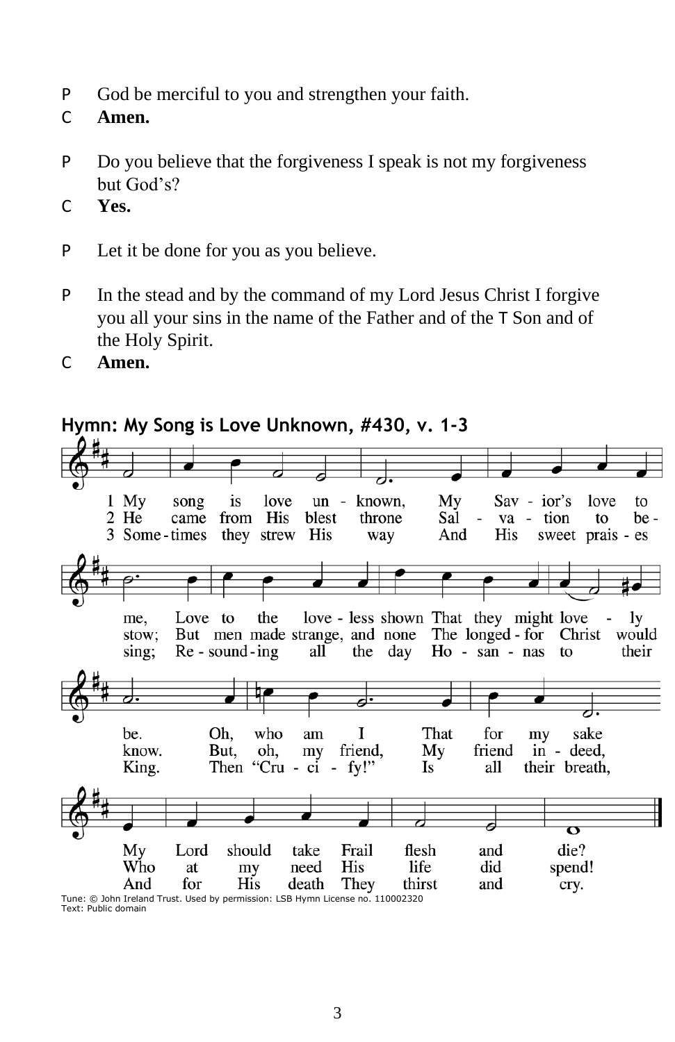P God be merciful to you and strengthen your faith.

C **Amen.**

P Do you believe that the forgiveness I speak is not my forgiveness but God's?

C **Yes.**

P Let it be done for you as you believe.

P In the stead and by the command of my Lord Jesus Christ I forgive you all your sins in the name of the Father and of the T Son and of the Holy Spirit.

C **Amen.**

## Hymn: My Song is Love Unknown, #430, v. 1-3

1 My song is love unknown, My Savior's love to me, Love to the loveless shown That they might lovely be. Oh, who am I That for my sake My Lord should take Frail flesh and die?

2 He came from His blest throne Salvation to bestow; But men made strange, and none The longed-for Christ would know. But, oh, my friend, My friend indeed, Who at my need His life did spend!

3 Sometimes they strew His way And His sweet praises sing; Resounding all the day Hosannas to their King. Then "Crucify!" Is all their breath, And for His death They thirst and cry.

Tune: © John Ireland Trust. Used by permission: LSB Hymn License no. 110002320
Text: Public domain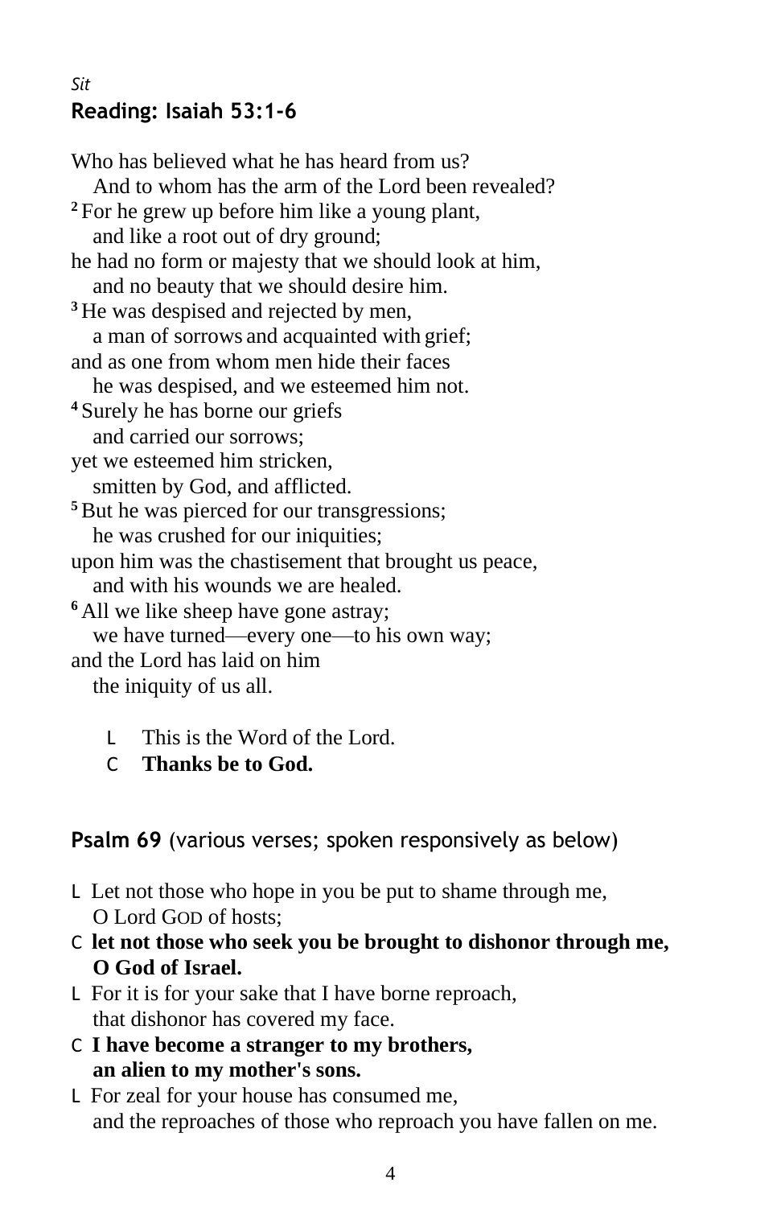*Sit*

**Reading: Isaiah 53:1-6**

Who has believed what he has heard from us?
 And to whom has the arm of the Lord been revealed?
[2] For he grew up before him like a young plant,
 and like a root out of dry ground;
he had no form or majesty that we should look at him,
 and no beauty that we should desire him.
[3] He was despised and rejected by men,
 a man of sorrows and acquainted with grief;
and as one from whom men hide their faces
 he was despised, and we esteemed him not.
[4] Surely he has borne our griefs
 and carried our sorrows;
yet we esteemed him stricken,
 smitten by God, and afflicted.
[5] But he was pierced for our transgressions;
 he was crushed for our iniquities;
upon him was the chastisement that brought us peace,
 and with his wounds we are healed.
[6] All we like sheep have gone astray;
 we have turned—every one—to his own way;
and the Lord has laid on him
 the iniquity of us all.

L This is the Word of the Lord.
C **Thanks be to God.**

**Psalm 69** (various verses; spoken responsively as below)

L Let not those who hope in you be put to shame through me,
 O Lord GOD of hosts;
C **let not those who seek you be brought to dishonor through me,**
 **O God of Israel.**
L For it is for your sake that I have borne reproach,
 that dishonor has covered my face.
C **I have become a stranger to my brothers,**
 **an alien to my mother's sons.**
L For zeal for your house has consumed me,
 and the reproaches of those who reproach you have fallen on me.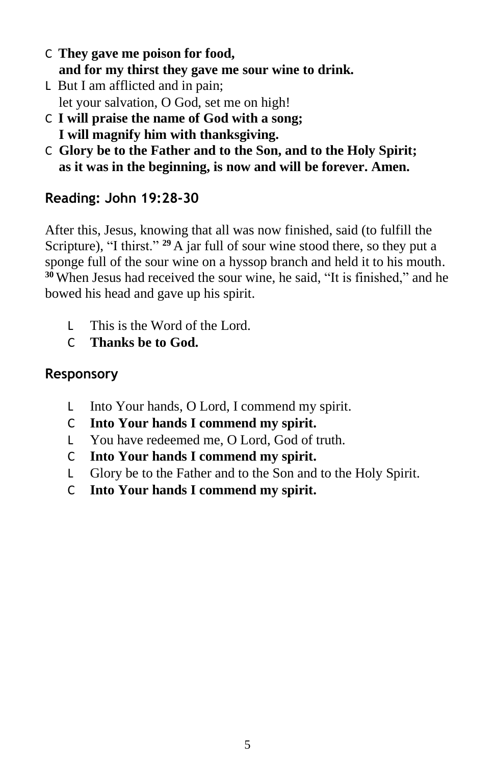C **They gave me poison for food,**
**and for my thirst they gave me sour wine to drink.**

L But I am afflicted and in pain;
let your salvation, O God, set me on high!

C **I will praise the name of God with a song;**
**I will magnify him with thanksgiving.**

C **Glory be to the Father and to the Son, and to the Holy Spirit;**
**as it was in the beginning, is now and will be forever. Amen.**

## Reading: John 19:28-30

After this, Jesus, knowing that all was now finished, said (to fulfill the Scripture), "I thirst." **29** A jar full of sour wine stood there, so they put a sponge full of the sour wine on a hyssop branch and held it to his mouth. **30** When Jesus had received the sour wine, he said, "It is finished," and he bowed his head and gave up his spirit.

L This is the Word of the Lord.
C **Thanks be to God.**

## Responsory

L Into Your hands, O Lord, I commend my spirit.
C **Into Your hands I commend my spirit.**
L You have redeemed me, O Lord, God of truth.
C **Into Your hands I commend my spirit.**
L Glory be to the Father and to the Son and to the Holy Spirit.
C **Into Your hands I commend my spirit.**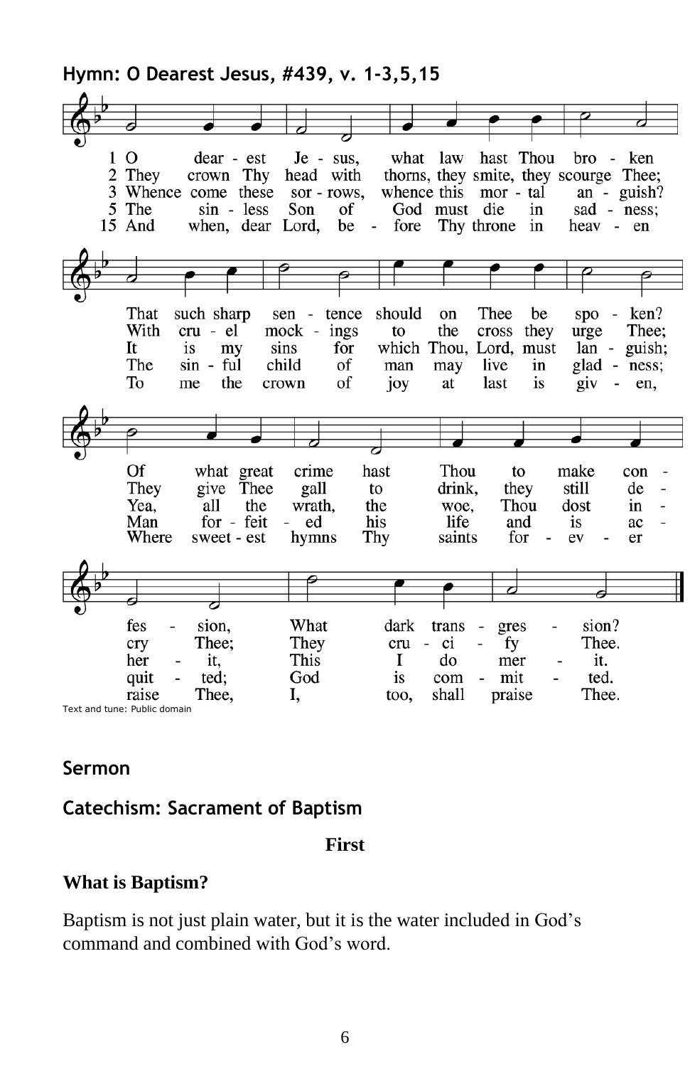**Hymn: O Dearest Jesus, #439, v. 1-3,5,15**

1 O dearest Jesus, what law hast Thou broken
That such sharp sentence should on Thee be spoken?
Of what great crime hast Thou to make confession,
What dark transgression?

2 They crown Thy head with thorns, they smite, they scourge Thee;
With cruel mockings to the cross they urge Thee;
They give Thee gall to drink, they still decry Thee;
They crucify Thee.

3 Whence come these sorrows, whence this mortal anguish?
It is my sins for which Thou, Lord, must languish;
Yea, all the wrath, the woe, Thou dost inherit,
This I do merit.

5 The sinless Son of God must die in sadness;
The sinful child of man may live in gladness;
Man forfeited his life and is acquitted;
God is committed.

15 And when, dear Lord, before Thy throne in heaven
To me the crown of joy at last is given,
Where sweetest hymns Thy saints forever raise Thee,
I, too, shall praise Thee.

Text and tune: Public domain

**Sermon**

**Catechism: Sacrament of Baptism**

**First**

**What is Baptism?**

Baptism is not just plain water, but it is the water included in God's command and combined with God's word.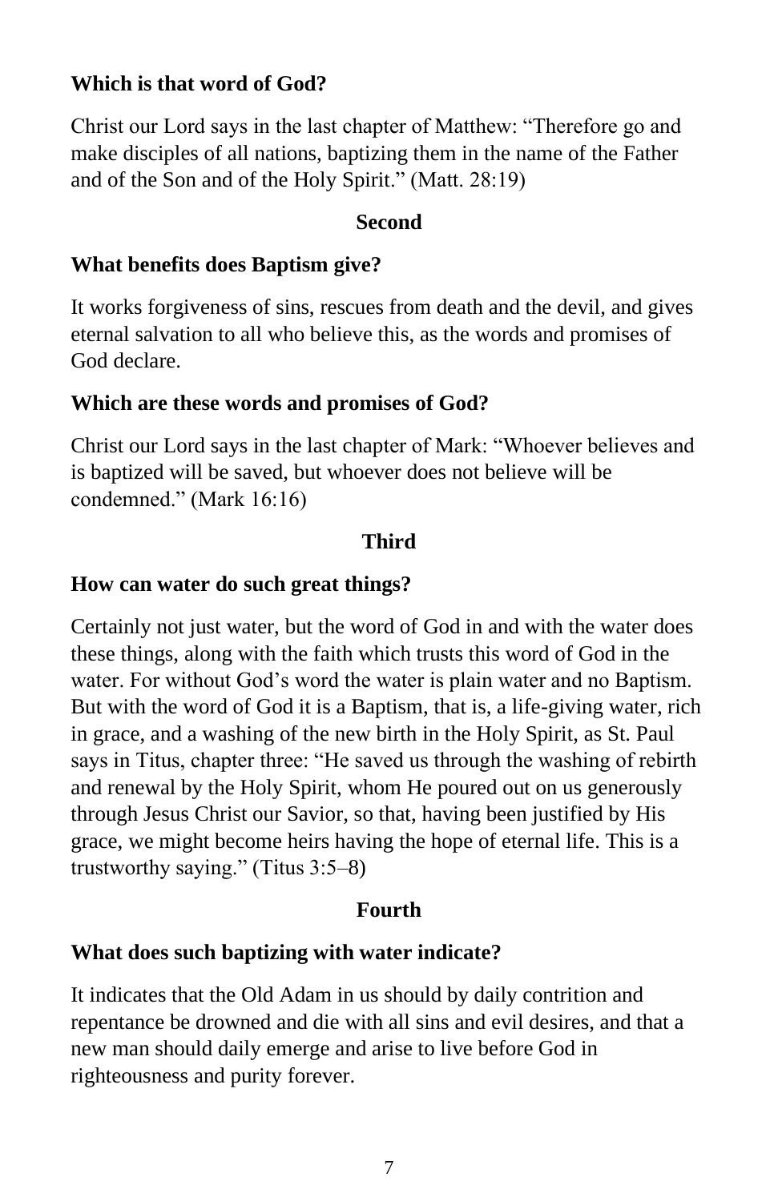**Which is that word of God?**

Christ our Lord says in the last chapter of Matthew: “Therefore go and make disciples of all nations, baptizing them in the name of the Father and of the Son and of the Holy Spirit.” (Matt. 28:19)

### Second

**What benefits does Baptism give?**

It works forgiveness of sins, rescues from death and the devil, and gives eternal salvation to all who believe this, as the words and promises of God declare.

**Which are these words and promises of God?**

Christ our Lord says in the last chapter of Mark: “Whoever believes and is baptized will be saved, but whoever does not believe will be condemned.” (Mark 16:16)

### Third

**How can water do such great things?**

Certainly not just water, but the word of God in and with the water does these things, along with the faith which trusts this word of God in the water. For without God’s word the water is plain water and no Baptism. But with the word of God it is a Baptism, that is, a life-giving water, rich in grace, and a washing of the new birth in the Holy Spirit, as St. Paul says in Titus, chapter three: “He saved us through the washing of rebirth and renewal by the Holy Spirit, whom He poured out on us generously through Jesus Christ our Savior, so that, having been justified by His grace, we might become heirs having the hope of eternal life. This is a trustworthy saying.” (Titus 3:5–8)

### Fourth

**What does such baptizing with water indicate?**

It indicates that the Old Adam in us should by daily contrition and repentance be drowned and die with all sins and evil desires, and that a new man should daily emerge and arise to live before God in righteousness and purity forever.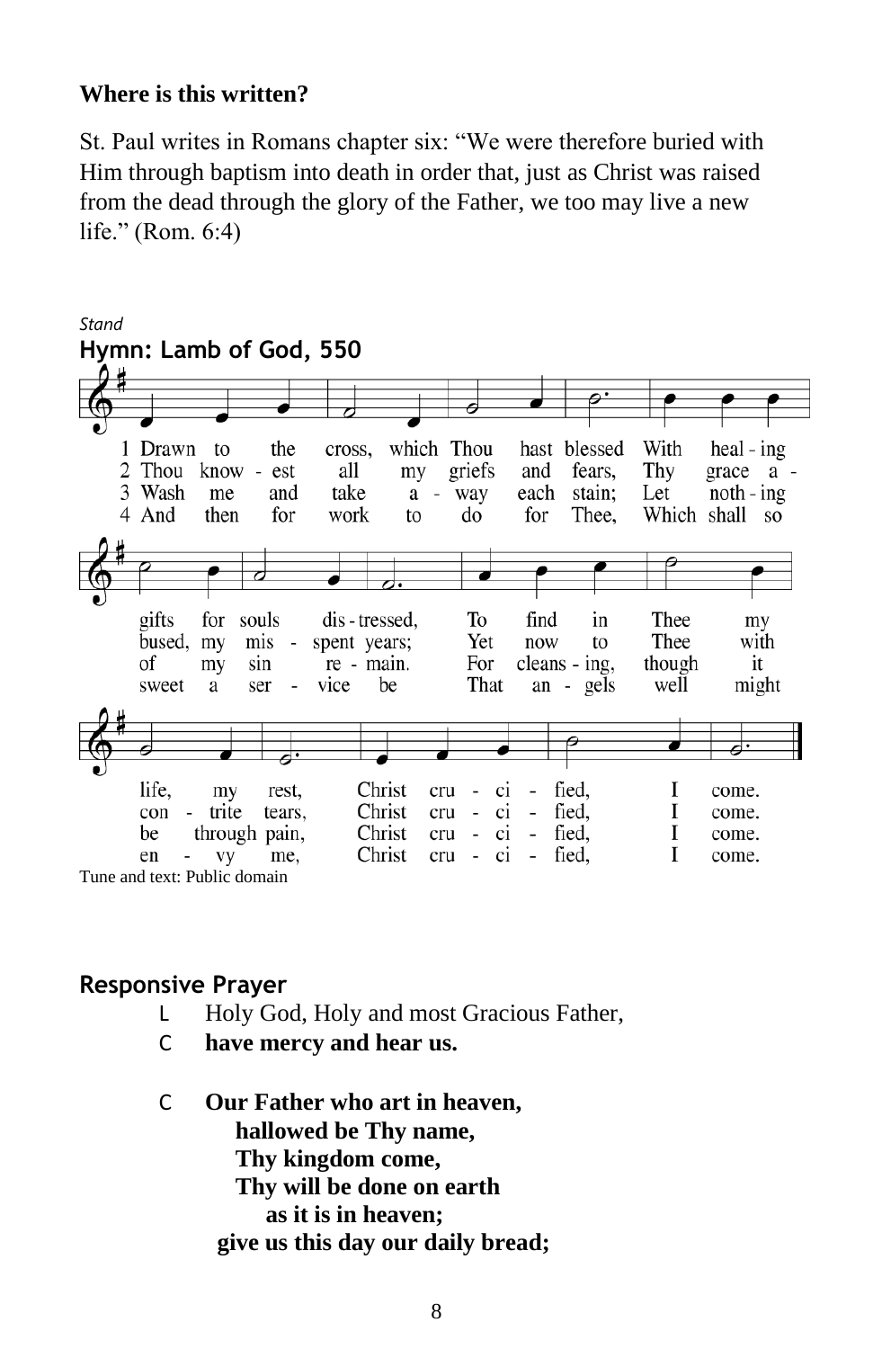**Where is this written?**

St. Paul writes in Romans chapter six: "We were therefore buried with Him through baptism into death in order that, just as Christ was raised from the dead through the glory of the Father, we too may live a new life." (Rom. 6:4)

*Stand*

**Hymn: Lamb of God, 550**

1 Drawn to the cross, which Thou hast blessed With heal-ing gifts for souls dis-tressed, To find in Thee my life, my rest, Christ cru-ci-fied, I come.

2 Thou know-est all my griefs and fears, Thy grace a-bused, my mis-spent years; Yet now to Thee with con-trite tears, Christ cru-ci-fied, I come.

3 Wash me and take a-way each stain; Let noth-ing of my sin re-main. For cleans-ing, though it be through pain, Christ cru-ci-fied, I come.

4 And then for work to do for Thee, Which shall so sweet a ser-vice be That an-gels well might en-vy me, Christ cru-ci-fied, I come.

Tune and text: Public domain

**Responsive Prayer**

L Holy God, Holy and most Gracious Father,
C **have mercy and hear us.**

C **Our Father who art in heaven,**
**hallowed be Thy name,**
**Thy kingdom come,**
**Thy will be done on earth**
**as it is in heaven;**
**give us this day our daily bread;**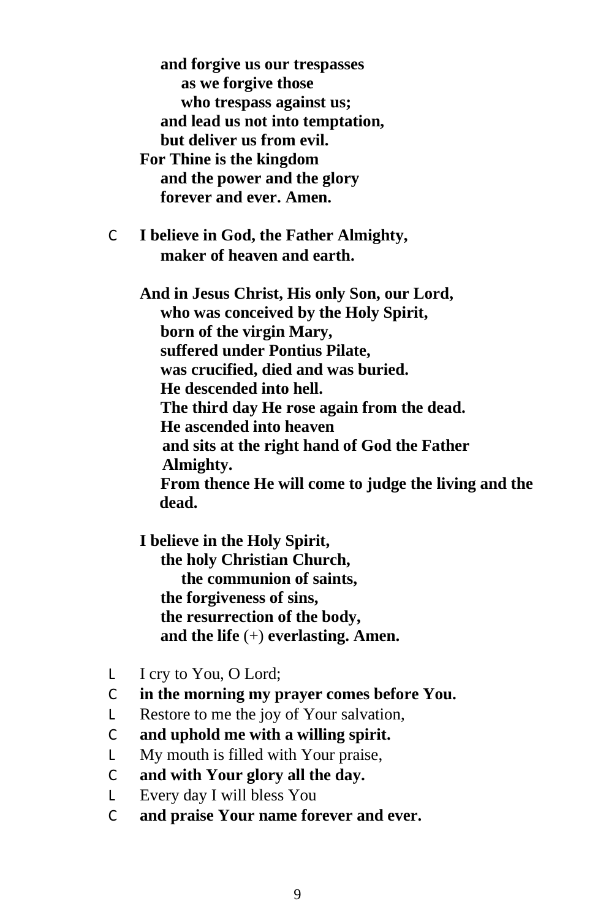**and forgive us our trespasses**
**as we forgive those**
**who trespass against us;**
**and lead us not into temptation,**
**but deliver us from evil.**
**For Thine is the kingdom**
**and the power and the glory**
**forever and ever. Amen.**

C **I believe in God, the Father Almighty,**
**maker of heaven and earth.**

**And in Jesus Christ, His only Son, our Lord,**
**who was conceived by the Holy Spirit,**
**born of the virgin Mary,**
**suffered under Pontius Pilate,**
**was crucified, died and was buried.**
**He descended into hell.**
**The third day He rose again from the dead.**
**He ascended into heaven**
**and sits at the right hand of God the Father Almighty.**
**From thence He will come to judge the living and the dead.**

**I believe in the Holy Spirit,**
**the holy Christian Church,**
**the communion of saints,**
**the forgiveness of sins,**
**the resurrection of the body,**
**and the life** (+) **everlasting. Amen.**

L I cry to You, O Lord;
C **in the morning my prayer comes before You.**
L Restore to me the joy of Your salvation,
C **and uphold me with a willing spirit.**
L My mouth is filled with Your praise,
C **and with Your glory all the day.**
L Every day I will bless You
C **and praise Your name forever and ever.**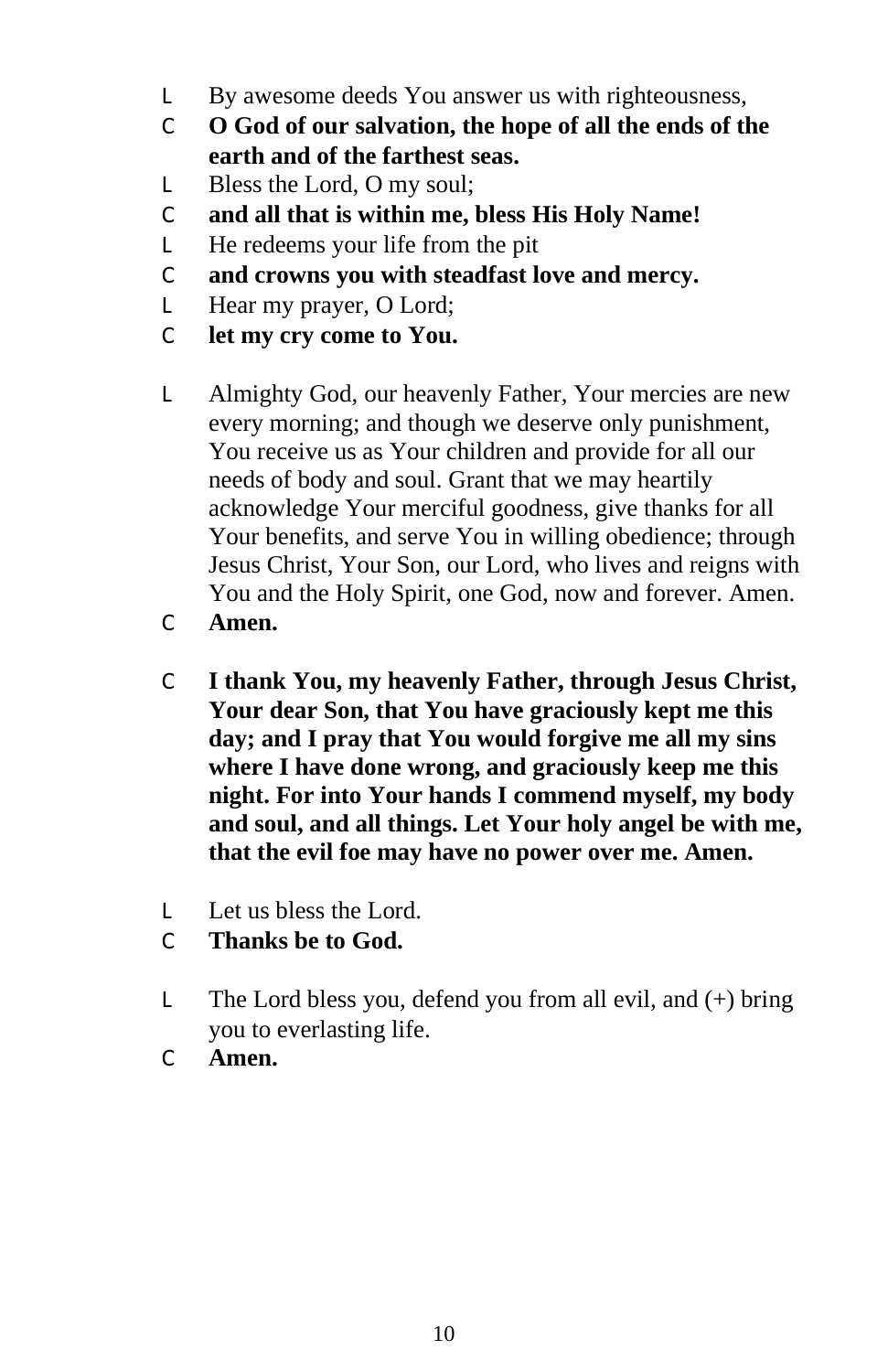L By awesome deeds You answer us with righteousness,

C **O God of our salvation, the hope of all the ends of the earth and of the farthest seas.**

L Bless the Lord, O my soul;

C **and all that is within me, bless His Holy Name!**

L He redeems your life from the pit

C **and crowns you with steadfast love and mercy.**

L Hear my prayer, O Lord;

C **let my cry come to You.**

L Almighty God, our heavenly Father, Your mercies are new every morning; and though we deserve only punishment, You receive us as Your children and provide for all our needs of body and soul. Grant that we may heartily acknowledge Your merciful goodness, give thanks for all Your benefits, and serve You in willing obedience; through Jesus Christ, Your Son, our Lord, who lives and reigns with You and the Holy Spirit, one God, now and forever. Amen.

C **Amen.**

C **I thank You, my heavenly Father, through Jesus Christ, Your dear Son, that You have graciously kept me this day; and I pray that You would forgive me all my sins where I have done wrong, and graciously keep me this night. For into Your hands I commend myself, my body and soul, and all things. Let Your holy angel be with me, that the evil foe may have no power over me. Amen.**

L Let us bless the Lord.

C **Thanks be to God.**

L The Lord bless you, defend you from all evil, and (+) bring you to everlasting life.

C **Amen.**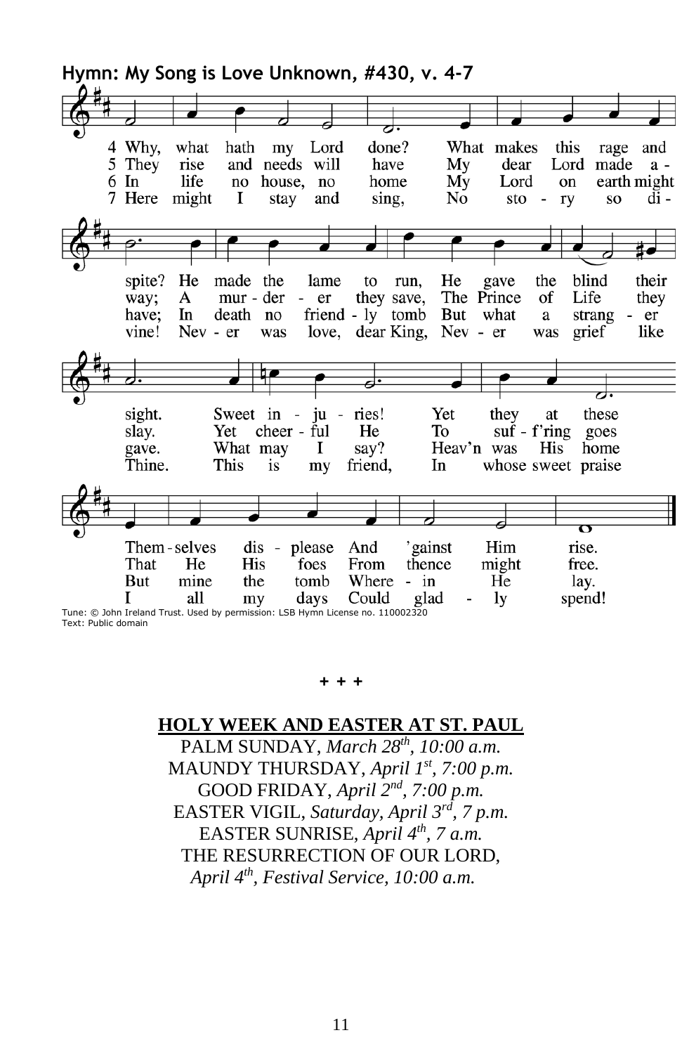## Hymn: My Song is Love Unknown, #430, v. 4-7

4 Why, what hath my Lord done? What makes this rage and spite? He made the lame to run, He gave the blind their sight. Sweet injuries! Yet they at these Themselves displease And 'gainst Him rise.

5 They rise and needs will have My dear Lord made away; A murderer they save, The Prince of Life they slay. Yet cheerful He To suff'ring goes That He His foes From thence might free.

6 In life no house, no home My Lord on earth might have; In death no friendly tomb But what a stranger gave. What may I say? Heav'n was His home But mine the tomb Wherein He lay.

7 Here might I stay and sing, No story so divine! Never was love, dear King, Never was grief like Thine. This is my friend, In whose sweet praise I all my days Could gladly spend!

Tune: © John Ireland Trust. Used by permission: LSB Hymn License no. 110002320
Text: Public domain

+ + +

**HOLY WEEK AND EASTER AT ST. PAUL**

PALM SUNDAY, *March 28th, 10:00 a.m.*
MAUNDY THURSDAY, *April 1st, 7:00 p.m.*
GOOD FRIDAY, *April 2nd, 7:00 p.m.*
EASTER VIGIL, *Saturday, April 3rd, 7 p.m.*
EASTER SUNRISE, *April 4th, 7 a.m.*
THE RESURRECTION OF OUR LORD,
*April 4th, Festival Service, 10:00 a.m.*